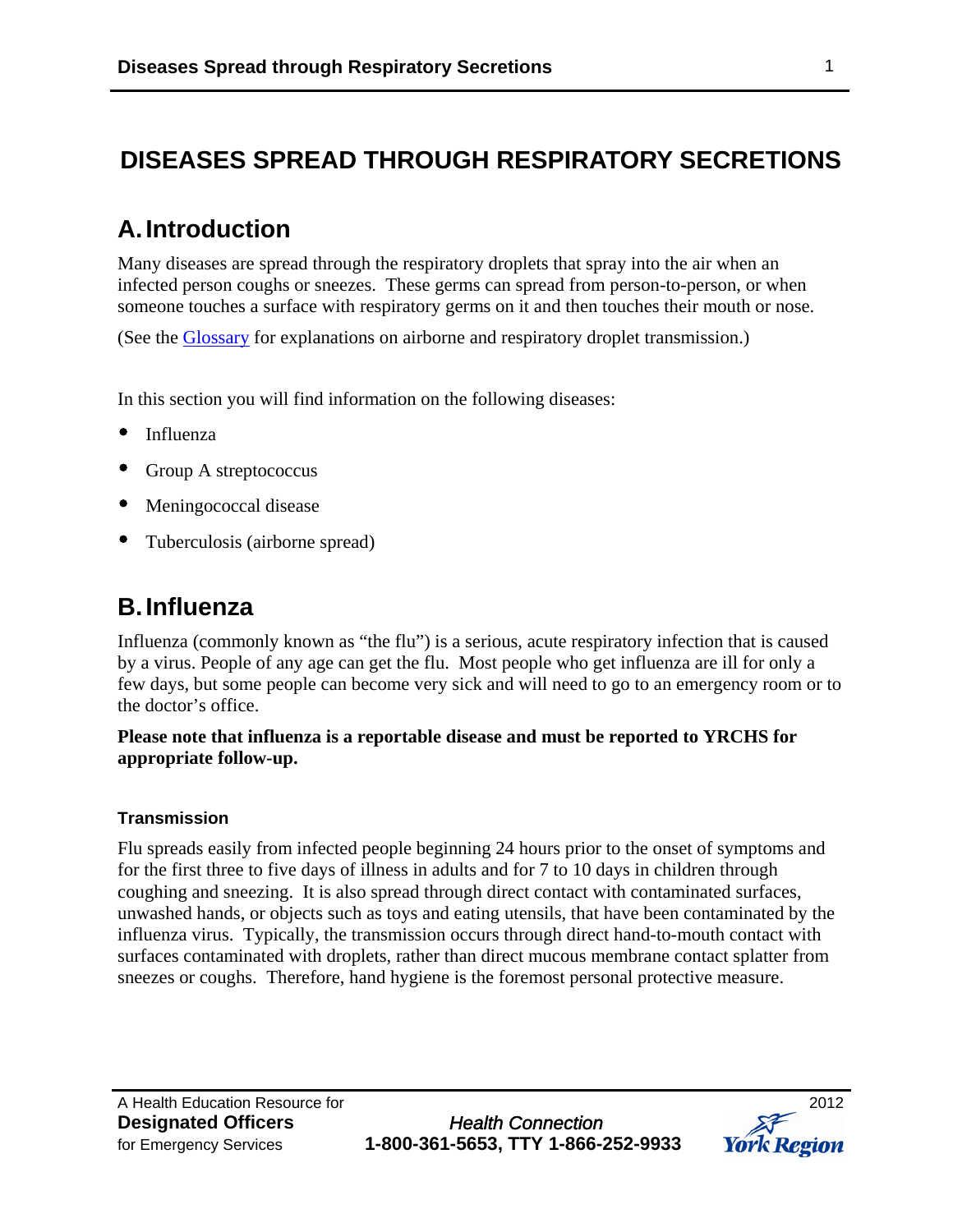# DISEASES SPREAD THROUGH RESPIRATORY SECRETIONS

## A. Introduction

Many diseases are spread through the respiratory droplets that spray into the air when an infected person coughs or sneezes. These germs can spread from person-to-person, or when someone touches a surface with respiratory germs on it and then touches their mouth or nose.

(See the Glossary for explanations on airborne and respiratory droplet transmission.)

In this section you will find information on the following diseases:

- Influenza
- Group A streptococcus
- Meningococcal disease
- Tuberculosis (airborne spread)

## B. Influenza

Influenza (commonly known as "the flu") is a serious, acute respiratory infection that is caused by a virus. People of any age can get the flu. Most people who get influenza are ill for only a few days, but some people can become very sick and will need to go to an emergency room or to the doctor's office.

**Please note that influenza is a reportable disease and must be reported to YRCHS for appropriate follow-up.**

### Transmission

Flu spreads easily from infected people beginning 24 hours prior to the onset of symptoms and for the first three to five days of illness in adults and for 7 to 10 days in children through coughing and sneezing. It is also spread through direct contact with contaminated surfaces, unwashed hands, or objects such as toys and eating utensils, that have been contaminated by the influenza virus. Typically, the transmission occurs through direct hand-to-mouth contact with surfaces contaminated with droplets, rather than direct mucous membrane contact splatter from sneezes or coughs. Therefore, hand hygiene is the foremost personal protective measure.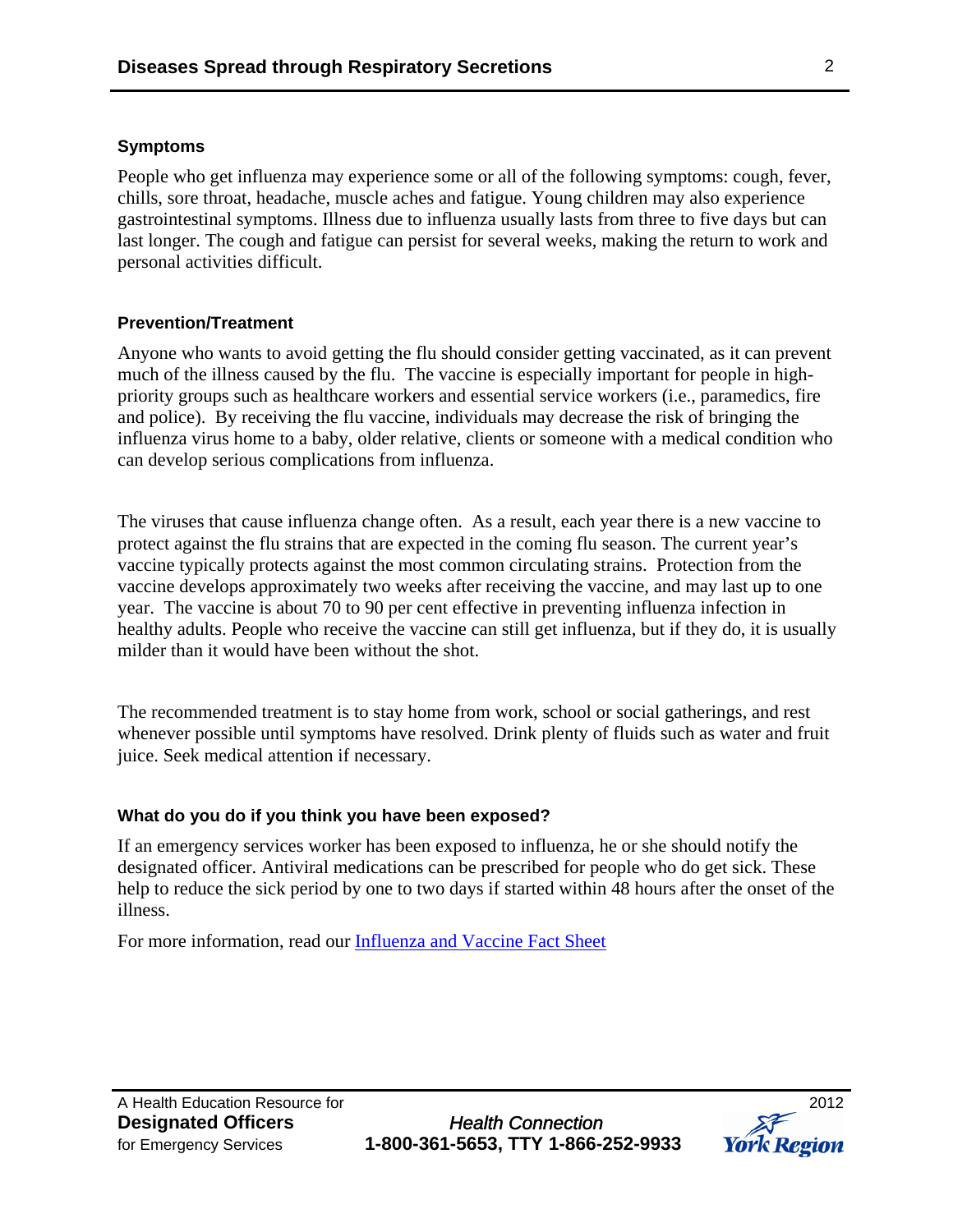### Symptoms

People who get influenza may experience some or all of the following symptoms: cough, fever, chills, sore throat, headache, muscle aches and fatigue. Young children may also experience gastrointestinal symptoms. Illness due to influenza usually lasts from three to five days but can last longer. The cough and fatigue can persist for several weeks, making the return to work and personal activities difficult.

### Prevention/Treatment

Anyone who wants to avoid getting the flu should consider getting vaccinated, as it can prevent much of the illness caused by the flu. The vaccine is especially important for people in high-priority groups such as healthcare workers and essential service workers (i.e., paramedics, fire and police). By receiving the flu vaccine, individuals may decrease the risk of bringing the influenza virus home to a baby, older relative, clients or someone with a medical condition who can develop serious complications from influenza.

The viruses that cause influenza change often. As a result, each year there is a new vaccine to protect against the flu strains that are expected in the coming flu season. The current year's vaccine typically protects against the most common circulating strains. Protection from the vaccine develops approximately two weeks after receiving the vaccine, and may last up to one year. The vaccine is about 70 to 90 per cent effective in preventing influenza infection in healthy adults. People who receive the vaccine can still get influenza, but if they do, it is usually milder than it would have been without the shot.

The recommended treatment is to stay home from work, school or social gatherings, and rest whenever possible until symptoms have resolved. Drink plenty of fluids such as water and fruit juice. Seek medical attention if necessary.

### What do you do if you think you have been exposed?

If an emergency services worker has been exposed to influenza, he or she should notify the designated officer. Antiviral medications can be prescribed for people who do get sick. These help to reduce the sick period by one to two days if started within 48 hours after the onset of the illness.

For more information, read our Influenza and Vaccine Fact Sheet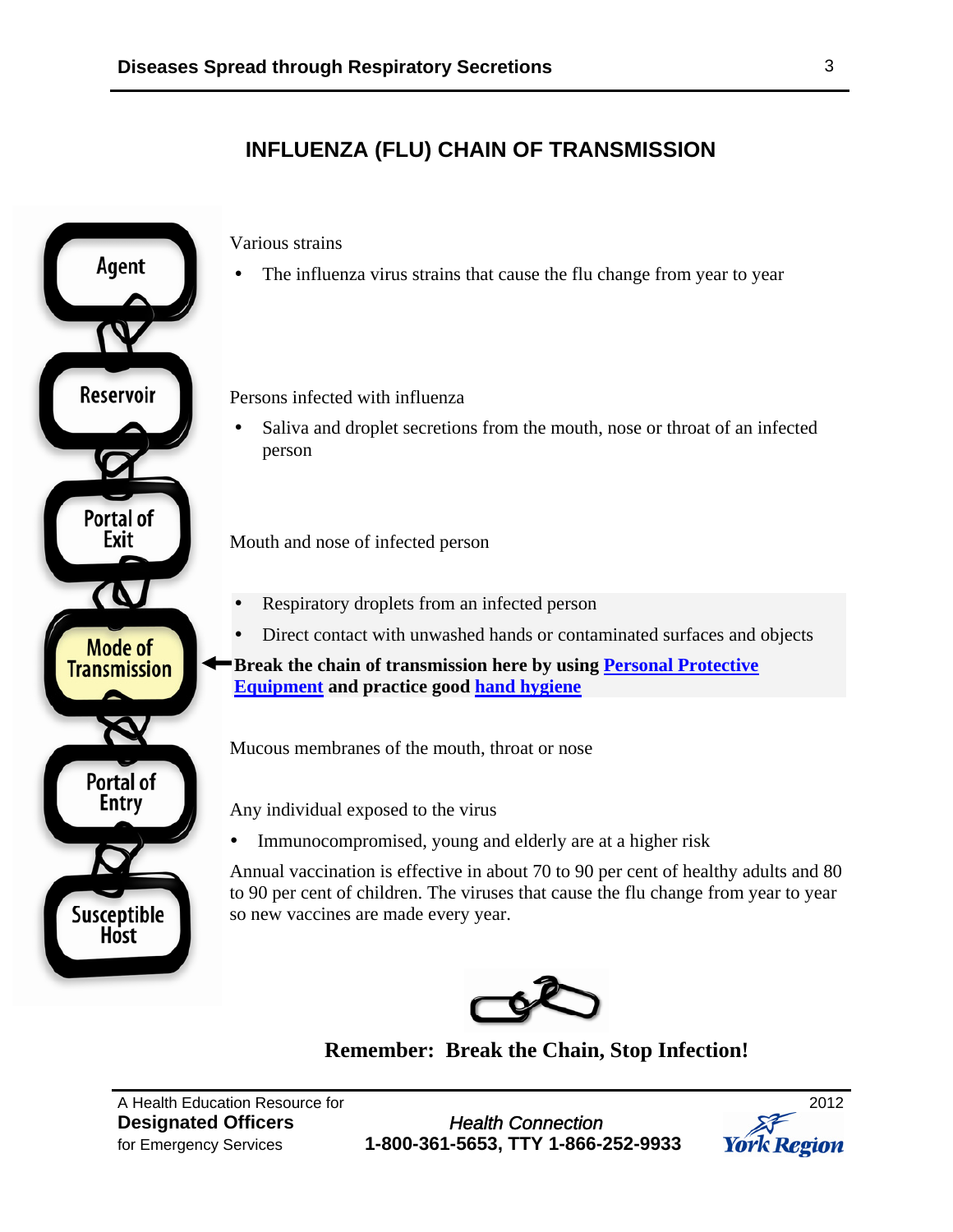## INFLUENZA (FLU) CHAIN OF TRANSMISSION

**Agent**

Various strains

- The influenza virus strains that cause the flu change from year to year

**Reservoir**

Persons infected with influenza

- Saliva and droplet secretions from the mouth, nose or throat of an infected person

**Portal of Exit**

Mouth and nose of infected person

**Mode of Transmission**

- Respiratory droplets from an infected person
- Direct contact with unwashed hands or contaminated surfaces and objects

**Break the chain of transmission here by using [Personal Protective Equipment] and practice good [hand hygiene]**

**Portal of Entry**

Mucous membranes of the mouth, throat or nose

**Susceptible Host**

Any individual exposed to the virus

- Immunocompromised, young and elderly are at a higher risk

Annual vaccination is effective in about 70 to 90 per cent of healthy adults and 80 to 90 per cent of children. The viruses that cause the flu change from year to year so new vaccines are made every year.

**Remember: Break the Chain, Stop Infection!**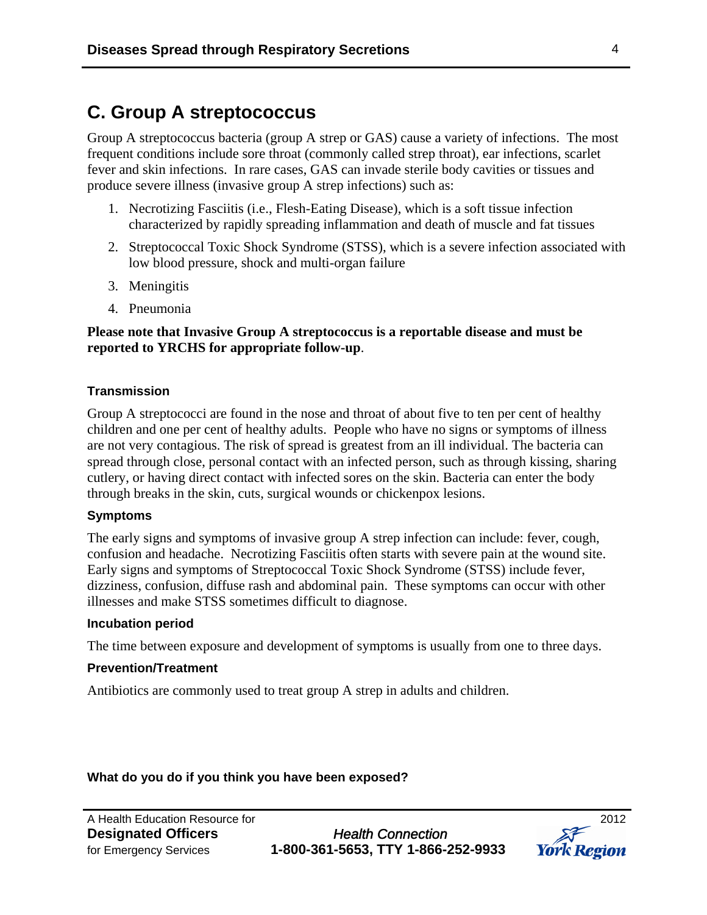## C. Group A streptococcus

Group A streptococcus bacteria (group A strep or GAS) cause a variety of infections. The most frequent conditions include sore throat (commonly called strep throat), ear infections, scarlet fever and skin infections. In rare cases, GAS can invade sterile body cavities or tissues and produce severe illness (invasive group A strep infections) such as:

1. Necrotizing Fasciitis (i.e., Flesh-Eating Disease), which is a soft tissue infection characterized by rapidly spreading inflammation and death of muscle and fat tissues
2. Streptococcal Toxic Shock Syndrome (STSS), which is a severe infection associated with low blood pressure, shock and multi-organ failure
3. Meningitis
4. Pneumonia

**Please note that Invasive Group A streptococcus is a reportable disease and must be reported to YRCHS for appropriate follow-up**.

#### Transmission

Group A streptococci are found in the nose and throat of about five to ten per cent of healthy children and one per cent of healthy adults. People who have no signs or symptoms of illness are not very contagious. The risk of spread is greatest from an ill individual. The bacteria can spread through close, personal contact with an infected person, such as through kissing, sharing cutlery, or having direct contact with infected sores on the skin. Bacteria can enter the body through breaks in the skin, cuts, surgical wounds or chickenpox lesions.

#### Symptoms

The early signs and symptoms of invasive group A strep infection can include: fever, cough, confusion and headache. Necrotizing Fasciitis often starts with severe pain at the wound site. Early signs and symptoms of Streptococcal Toxic Shock Syndrome (STSS) include fever, dizziness, confusion, diffuse rash and abdominal pain. These symptoms can occur with other illnesses and make STSS sometimes difficult to diagnose.

#### Incubation period

The time between exposure and development of symptoms is usually from one to three days.

#### Prevention/Treatment

Antibiotics are commonly used to treat group A strep in adults and children.

**What do you do if you think you have been exposed?**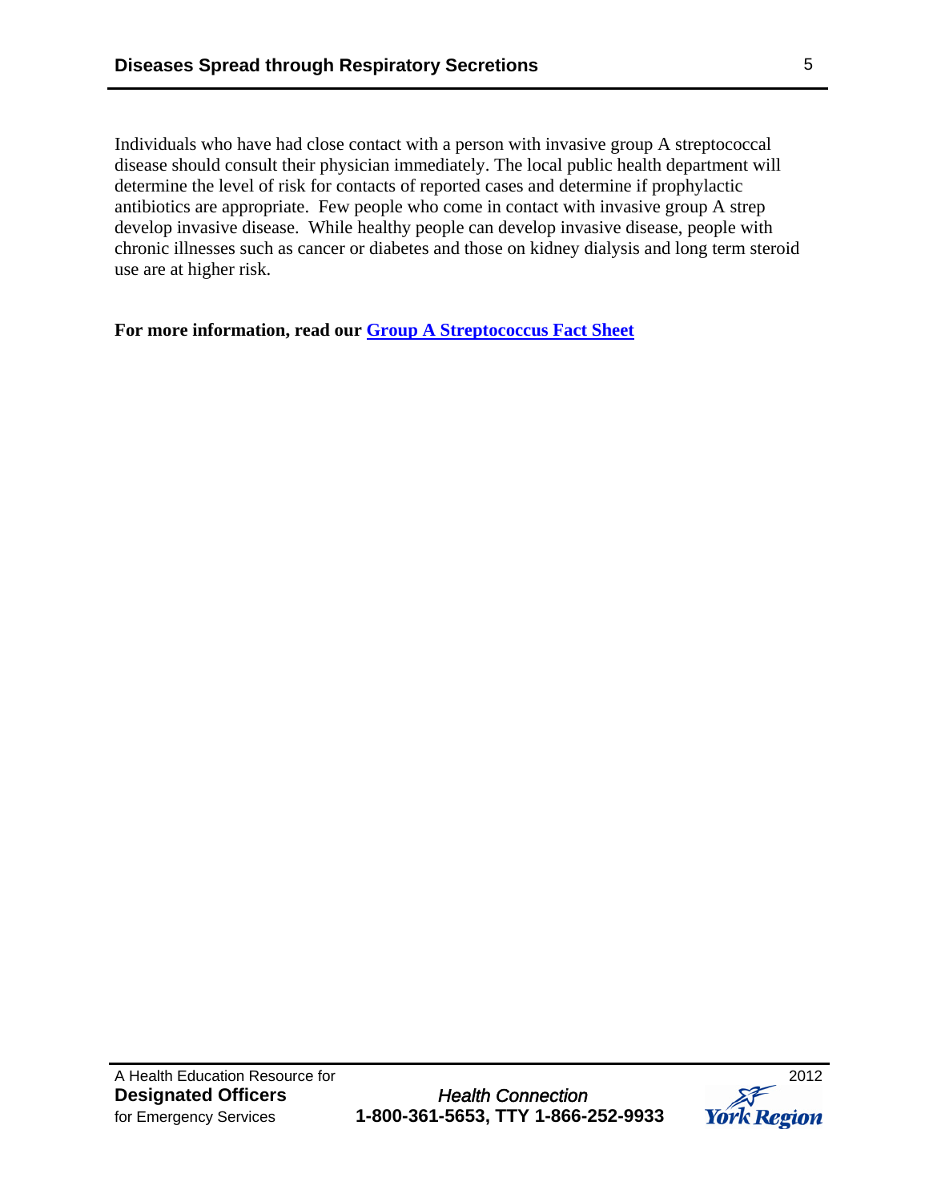Individuals who have had close contact with a person with invasive group A streptococcal disease should consult their physician immediately. The local public health department will determine the level of risk for contacts of reported cases and determine if prophylactic antibiotics are appropriate. Few people who come in contact with invasive group A strep develop invasive disease. While healthy people can develop invasive disease, people with chronic illnesses such as cancer or diabetes and those on kidney dialysis and long term steroid use are at higher risk.

**For more information, read our Group A Streptococcus Fact Sheet**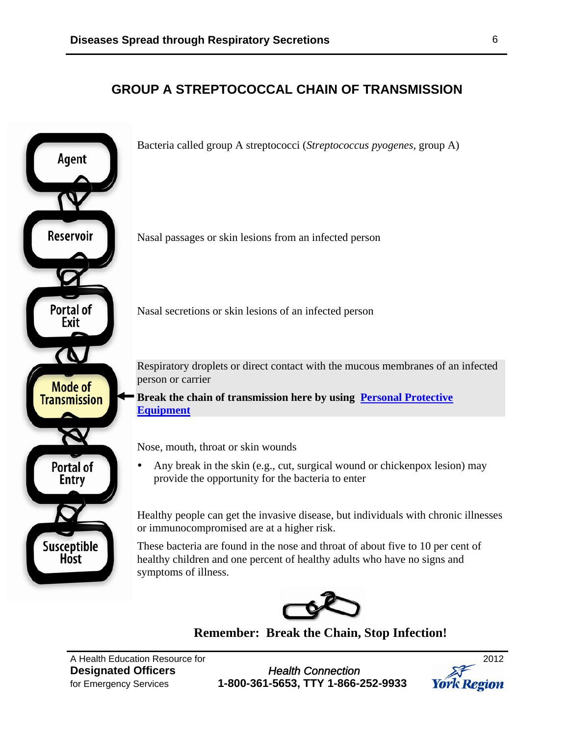## GROUP A STREPTOCOCCAL CHAIN OF TRANSMISSION

**Agent**

Bacteria called group A streptococci (*Streptococcus pyogenes*, group A)

**Reservoir**

Nasal passages or skin lesions from an infected person

**Portal of Exit**

Nasal secretions or skin lesions of an infected person

**Mode of Transmission**

Respiratory droplets or direct contact with the mucous membranes of an infected person or carrier

**Break the chain of transmission here by using [Personal Protective Equipment]**

**Portal of Entry**

Nose, mouth, throat or skin wounds

- Any break in the skin (e.g., cut, surgical wound or chickenpox lesion) may provide the opportunity for the bacteria to enter

**Susceptible Host**

Healthy people can get the invasive disease, but individuals with chronic illnesses or immunocompromised are at a higher risk.

These bacteria are found in the nose and throat of about five to 10 per cent of healthy children and one percent of healthy adults who have no signs and symptoms of illness.

**Remember: Break the Chain, Stop Infection!**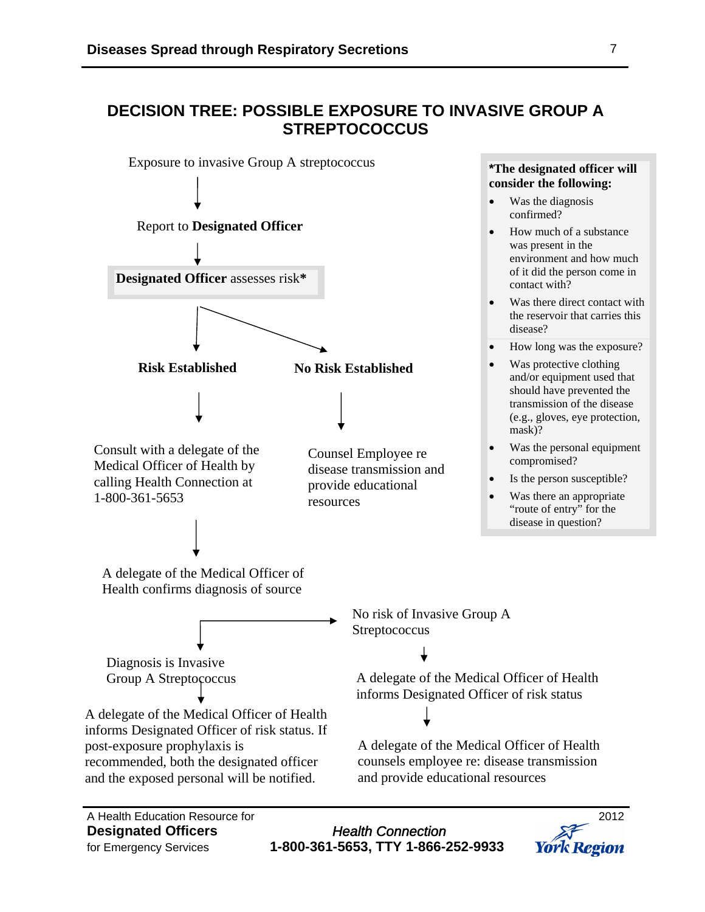## DECISION TREE: POSSIBLE EXPOSURE TO INVASIVE GROUP A STREPTOCOCCUS

Exposure to invasive Group A streptococcus

↓

Report to **Designated Officer**

↓

**Designated Officer** assesses risk**\***

**Risk Established**

↓

Consult with a delegate of the Medical Officer of Health by calling Health Connection at 1-800-361-5653

↓

A delegate of the Medical Officer of Health confirms diagnosis of source

↓

Diagnosis is Invasive Group A Streptococcus

↓

A delegate of the Medical Officer of Health informs Designated Officer of risk status. If post-exposure prophylaxis is recommended, both the designated officer and the exposed personal will be notified.

→ No risk of Invasive Group A Streptococcus

↓

A delegate of the Medical Officer of Health informs Designated Officer of risk status

↓

A delegate of the Medical Officer of Health counsels employee re: disease transmission and provide educational resources

**No Risk Established**

↓

Counsel Employee re disease transmission and provide educational resources

**\*The designated officer will consider the following:**

- Was the diagnosis confirmed?
- How much of a substance was present in the environment and how much of it did the person come in contact with?
- Was there direct contact with the reservoir that carries this disease?
- How long was the exposure?
- Was protective clothing and/or equipment used that should have prevented the transmission of the disease (e.g., gloves, eye protection, mask)?
- Was the personal equipment compromised?
- Is the person susceptible?
- Was there an appropriate "route of entry" for the disease in question?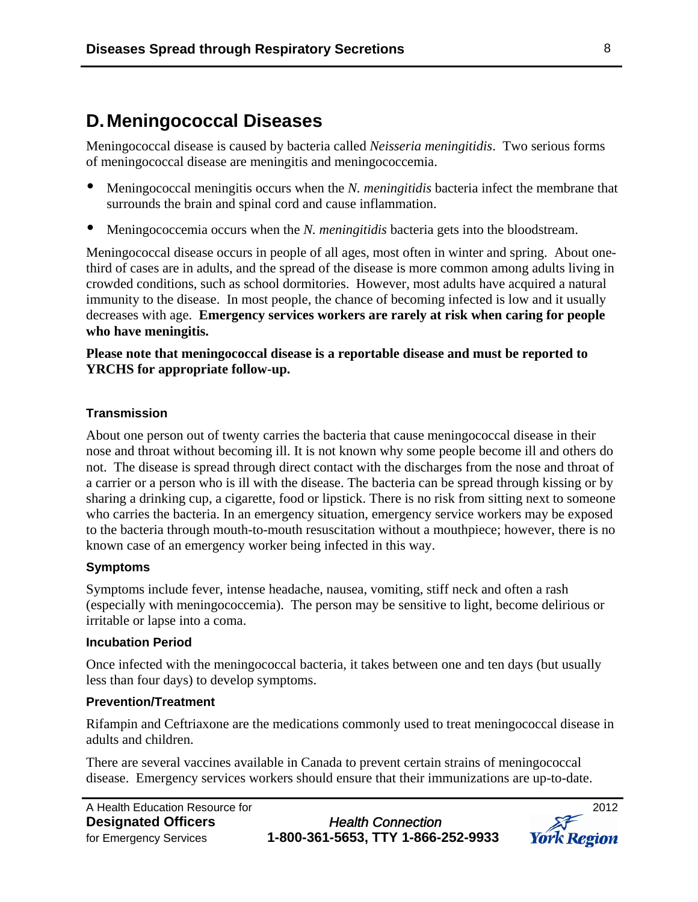## D. Meningococcal Diseases

Meningococcal disease is caused by bacteria called *Neisseria meningitidis*. Two serious forms of meningococcal disease are meningitis and meningococcemia.

- Meningococcal meningitis occurs when the *N. meningitidis* bacteria infect the membrane that surrounds the brain and spinal cord and cause inflammation.
- Meningococcemia occurs when the *N. meningitidis* bacteria gets into the bloodstream.

Meningococcal disease occurs in people of all ages, most often in winter and spring. About one-third of cases are in adults, and the spread of the disease is more common among adults living in crowded conditions, such as school dormitories. However, most adults have acquired a natural immunity to the disease. In most people, the chance of becoming infected is low and it usually decreases with age. **Emergency services workers are rarely at risk when caring for people who have meningitis.**

**Please note that meningococcal disease is a reportable disease and must be reported to YRCHS for appropriate follow-up.**

#### Transmission

About one person out of twenty carries the bacteria that cause meningococcal disease in their nose and throat without becoming ill. It is not known why some people become ill and others do not. The disease is spread through direct contact with the discharges from the nose and throat of a carrier or a person who is ill with the disease. The bacteria can be spread through kissing or by sharing a drinking cup, a cigarette, food or lipstick. There is no risk from sitting next to someone who carries the bacteria. In an emergency situation, emergency service workers may be exposed to the bacteria through mouth-to-mouth resuscitation without a mouthpiece; however, there is no known case of an emergency worker being infected in this way.

#### Symptoms

Symptoms include fever, intense headache, nausea, vomiting, stiff neck and often a rash (especially with meningococcemia). The person may be sensitive to light, become delirious or irritable or lapse into a coma.

#### Incubation Period

Once infected with the meningococcal bacteria, it takes between one and ten days (but usually less than four days) to develop symptoms.

#### Prevention/Treatment

Rifampin and Ceftriaxone are the medications commonly used to treat meningococcal disease in adults and children.

There are several vaccines available in Canada to prevent certain strains of meningococcal disease. Emergency services workers should ensure that their immunizations are up-to-date.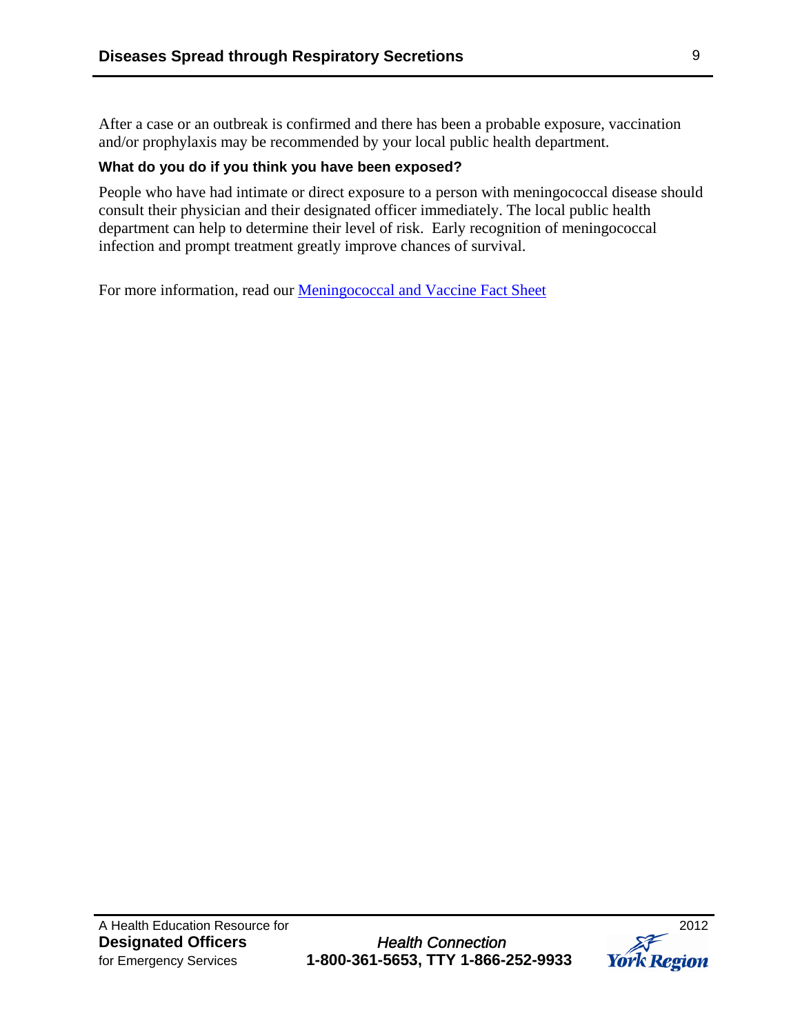After a case or an outbreak is confirmed and there has been a probable exposure, vaccination and/or prophylaxis may be recommended by your local public health department.

**What do you do if you think you have been exposed?**

People who have had intimate or direct exposure to a person with meningococcal disease should consult their physician and their designated officer immediately. The local public health department can help to determine their level of risk. Early recognition of meningococcal infection and prompt treatment greatly improve chances of survival.

For more information, read our Meningococcal and Vaccine Fact Sheet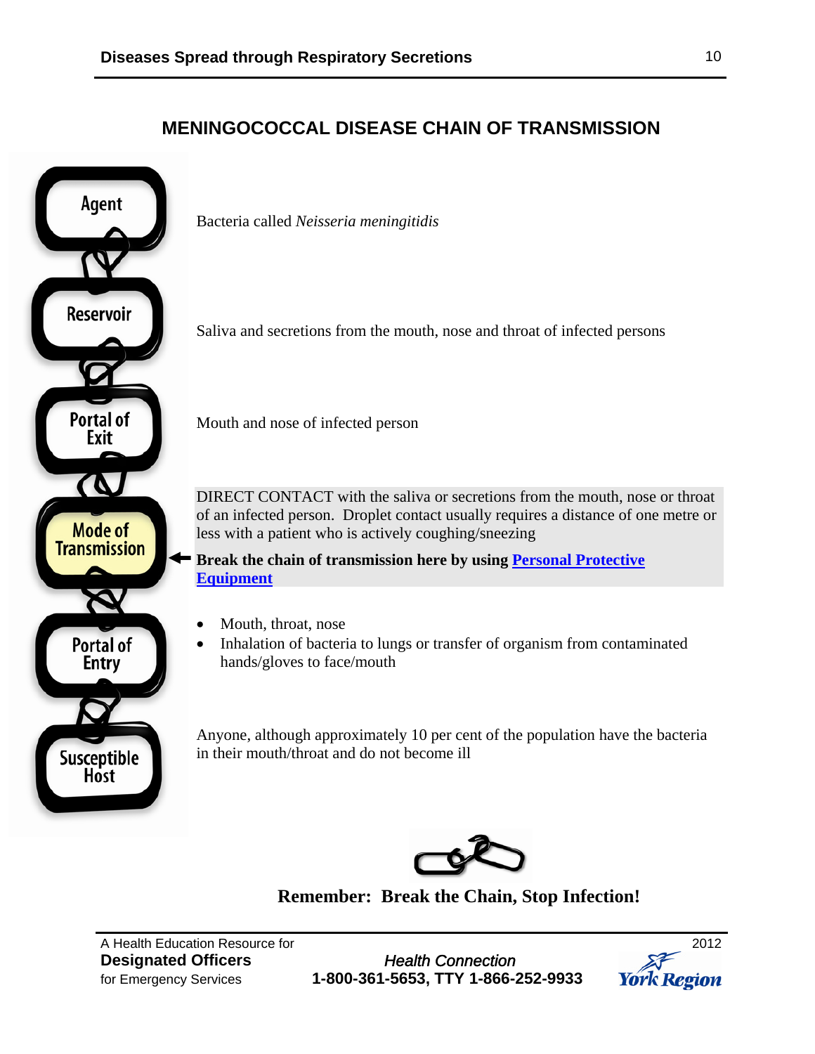## MENINGOCOCCAL DISEASE CHAIN OF TRANSMISSION

| | |
|---|---|
| **Agent** | Bacteria called *Neisseria meningitidis* |
| **Reservoir** | Saliva and secretions from the mouth, nose and throat of infected persons |
| **Portal of Exit** | Mouth and nose of infected person |
| **Mode of Transmission** | DIRECT CONTACT with the saliva or secretions from the mouth, nose or throat of an infected person. Droplet contact usually requires a distance of one metre or less with a patient who is actively coughing/sneezing<br>**Break the chain of transmission here by using Personal Protective Equipment** |
| **Portal of Entry** | • Mouth, throat, nose<br>• Inhalation of bacteria to lungs or transfer of organism from contaminated hands/gloves to face/mouth |
| **Susceptible Host** | Anyone, although approximately 10 per cent of the population have the bacteria in their mouth/throat and do not become ill |

**Remember: Break the Chain, Stop Infection!**

A Health Education Resource for **Designated Officers** for Emergency Services — 2012

*Health Connection* **1-800-361-5653, TTY 1-866-252-9933**

York Region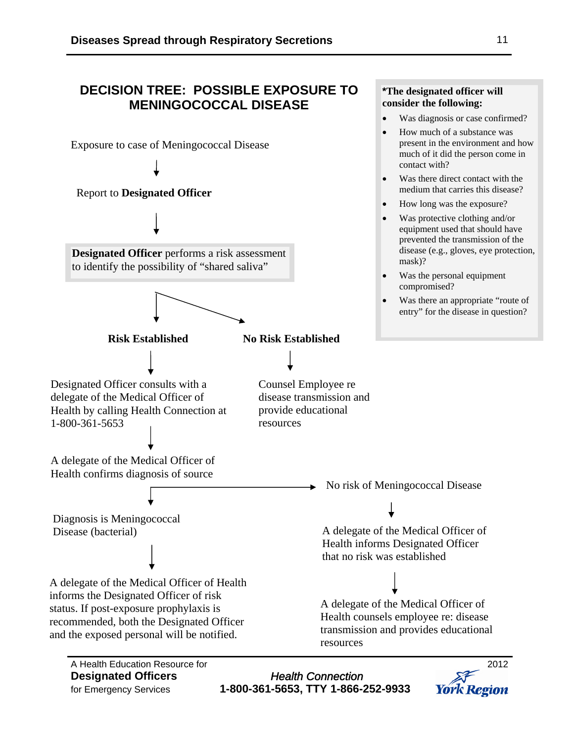## DECISION TREE: POSSIBLE EXPOSURE TO MENINGOCOCCAL DISEASE

Exposure to case of Meningococcal Disease

↓

Report to **Designated Officer**

↓

**Designated Officer** performs a risk assessment to identify the possibility of "shared saliva"

**Risk Established**

↓

Designated Officer consults with a delegate of the Medical Officer of Health by calling Health Connection at 1-800-361-5653

↓

A delegate of the Medical Officer of Health confirms diagnosis of source

↓

Diagnosis is Meningococcal Disease (bacterial)

↓

A delegate of the Medical Officer of Health informs the Designated Officer of risk status. If post-exposure prophylaxis is recommended, both the Designated Officer and the exposed personal will be notified.

→ No risk of Meningococcal Disease

↓

A delegate of the Medical Officer of Health informs Designated Officer that no risk was established

↓

A delegate of the Medical Officer of Health counsels employee re: disease transmission and provides educational resources

**No Risk Established**

↓

Counsel Employee re disease transmission and provide educational resources

**\*The designated officer will consider the following:**

- Was diagnosis or case confirmed?
- How much of a substance was present in the environment and how much of it did the person come in contact with?
- Was there direct contact with the medium that carries this disease?
- How long was the exposure?
- Was protective clothing and/or equipment used that should have prevented the transmission of the disease (e.g., gloves, eye protection, mask)?
- Was the personal equipment compromised?
- Was there an appropriate "route of entry" for the disease in question?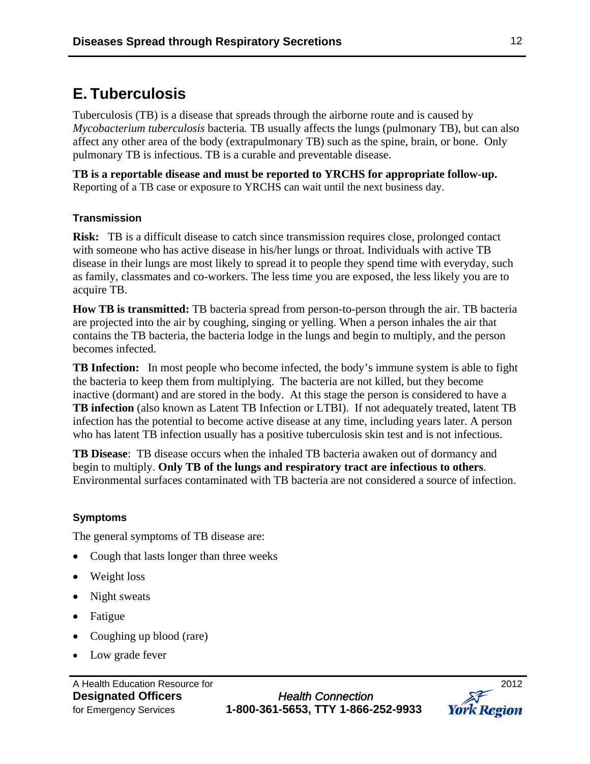## E. Tuberculosis

Tuberculosis (TB) is a disease that spreads through the airborne route and is caused by *Mycobacterium tuberculosis* bacteria*.* TB usually affects the lungs (pulmonary TB), but can also affect any other area of the body (extrapulmonary TB) such as the spine, brain, or bone. Only pulmonary TB is infectious. TB is a curable and preventable disease.

**TB is a reportable disease and must be reported to YRCHS for appropriate follow-up.** Reporting of a TB case or exposure to YRCHS can wait until the next business day.

### Transmission

**Risk:** TB is a difficult disease to catch since transmission requires close, prolonged contact with someone who has active disease in his/her lungs or throat. Individuals with active TB disease in their lungs are most likely to spread it to people they spend time with everyday, such as family, classmates and co-workers. The less time you are exposed, the less likely you are to acquire TB.

**How TB is transmitted:** TB bacteria spread from person-to-person through the air. TB bacteria are projected into the air by coughing, singing or yelling. When a person inhales the air that contains the TB bacteria, the bacteria lodge in the lungs and begin to multiply, and the person becomes infected.

**TB Infection:** In most people who become infected, the body's immune system is able to fight the bacteria to keep them from multiplying. The bacteria are not killed, but they become inactive (dormant) and are stored in the body. At this stage the person is considered to have a **TB infection** (also known as Latent TB Infection or LTBI). If not adequately treated, latent TB infection has the potential to become active disease at any time, including years later. A person who has latent TB infection usually has a positive tuberculosis skin test and is not infectious.

**TB Disease**: TB disease occurs when the inhaled TB bacteria awaken out of dormancy and begin to multiply. **Only TB of the lungs and respiratory tract are infectious to others**. Environmental surfaces contaminated with TB bacteria are not considered a source of infection.

### Symptoms

The general symptoms of TB disease are:

- Cough that lasts longer than three weeks
- Weight loss
- Night sweats
- Fatigue
- Coughing up blood (rare)
- Low grade fever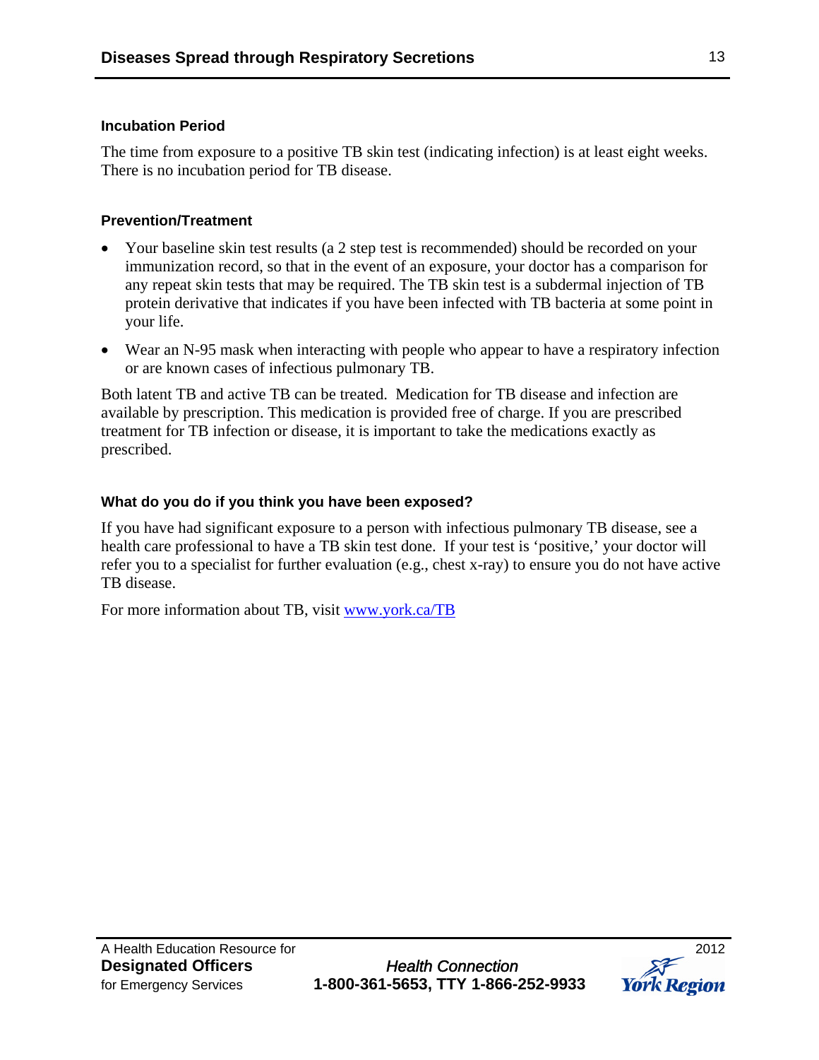### Incubation Period

The time from exposure to a positive TB skin test (indicating infection) is at least eight weeks. There is no incubation period for TB disease.

### Prevention/Treatment

- Your baseline skin test results (a 2 step test is recommended) should be recorded on your immunization record, so that in the event of an exposure, your doctor has a comparison for any repeat skin tests that may be required. The TB skin test is a subdermal injection of TB protein derivative that indicates if you have been infected with TB bacteria at some point in your life.
- Wear an N-95 mask when interacting with people who appear to have a respiratory infection or are known cases of infectious pulmonary TB.

Both latent TB and active TB can be treated. Medication for TB disease and infection are available by prescription. This medication is provided free of charge. If you are prescribed treatment for TB infection or disease, it is important to take the medications exactly as prescribed.

### What do you do if you think you have been exposed?

If you have had significant exposure to a person with infectious pulmonary TB disease, see a health care professional to have a TB skin test done. If your test is 'positive,' your doctor will refer you to a specialist for further evaluation (e.g., chest x-ray) to ensure you do not have active TB disease.

For more information about TB, visit [www.york.ca/TB](http://www.york.ca/TB)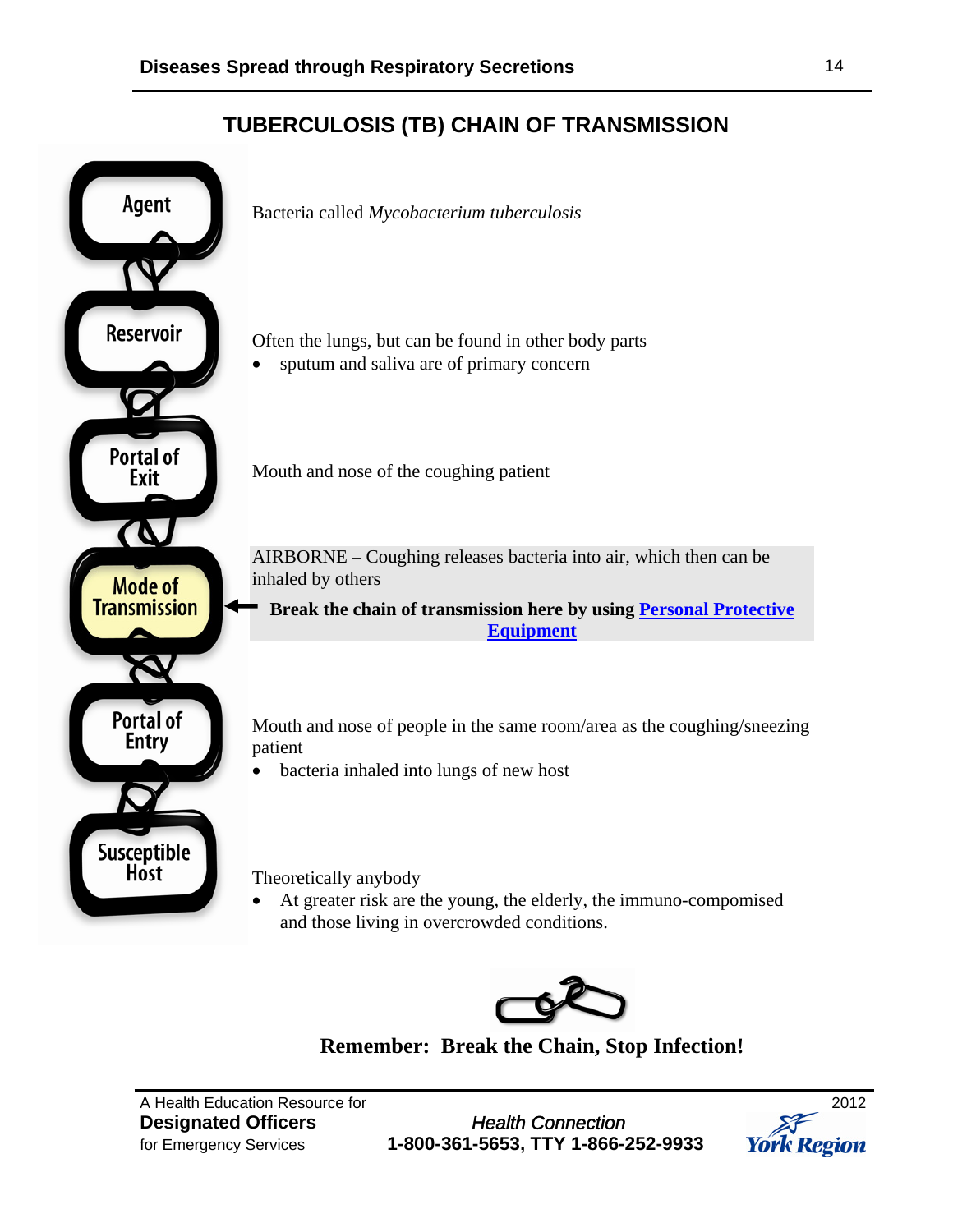## TUBERCULOSIS (TB) CHAIN OF TRANSMISSION

| Chain Link | Description |
|---|---|
| Agent | Bacteria called *Mycobacterium tuberculosis* |
| Reservoir | Often the lungs, but can be found in other body parts<br>• sputum and saliva are of primary concern |
| Portal of Exit | Mouth and nose of the coughing patient |
| Mode of Transmission | AIRBORNE – Coughing releases bacteria into air, which then can be inhaled by others<br>**Break the chain of transmission here by using Personal Protective Equipment** |
| Portal of Entry | Mouth and nose of people in the same room/area as the coughing/sneezing patient<br>• bacteria inhaled into lungs of new host |
| Susceptible Host | Theoretically anybody<br>• At greater risk are the young, the elderly, the immuno-compomised and those living in overcrowded conditions. |

**Remember: Break the Chain, Stop Infection!**

A Health Education Resource for **Designated Officers** for Emergency Services

*Health Connection* **1-800-361-5653, TTY 1-866-252-9933**

2012 York Region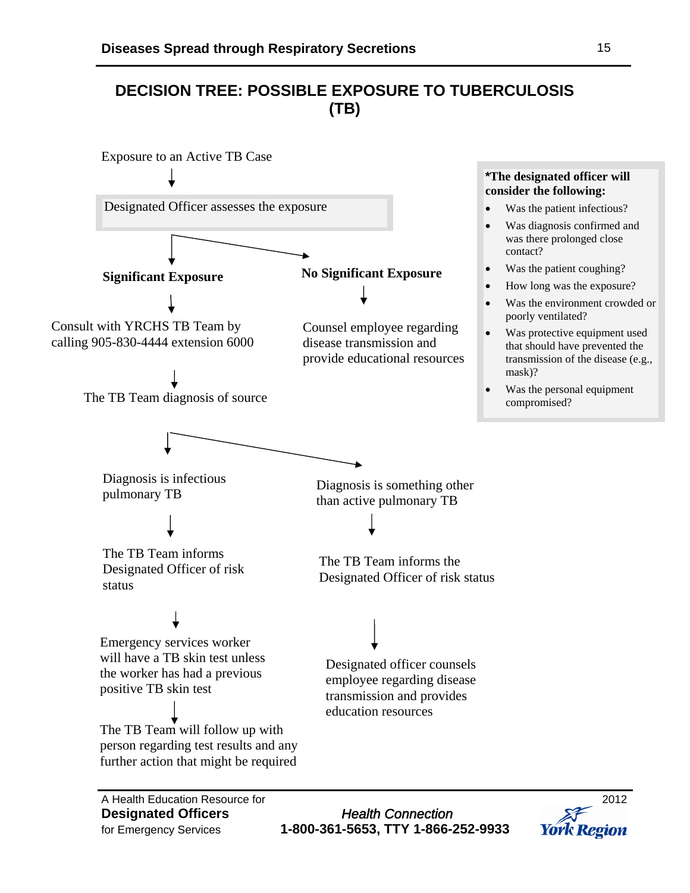# DECISION TREE: POSSIBLE EXPOSURE TO TUBERCULOSIS (TB)

Exposure to an Active TB Case

↓

Designated Officer assesses the exposure

**Significant Exposure**

↓

Consult with YRCHS TB Team by calling 905-830-4444 extension 6000

↓

The TB Team diagnosis of source

Diagnosis is infectious pulmonary TB

↓

The TB Team informs Designated Officer of risk status

↓

Emergency services worker will have a TB skin test unless the worker has had a previous positive TB skin test

↓

The TB Team will follow up with person regarding test results and any further action that might be required

Diagnosis is something other than active pulmonary TB

↓

The TB Team informs the Designated Officer of risk status

↓

Designated officer counsels employee regarding disease transmission and provides education resources

**No Significant Exposure**

↓

Counsel employee regarding disease transmission and provide educational resources

**\*The designated officer will consider the following:**

- Was the patient infectious?
- Was diagnosis confirmed and was there prolonged close contact?
- Was the patient coughing?
- How long was the exposure?
- Was the environment crowded or poorly ventilated?
- Was protective equipment used that should have prevented the transmission of the disease (e.g., mask)?
- Was the personal equipment compromised?